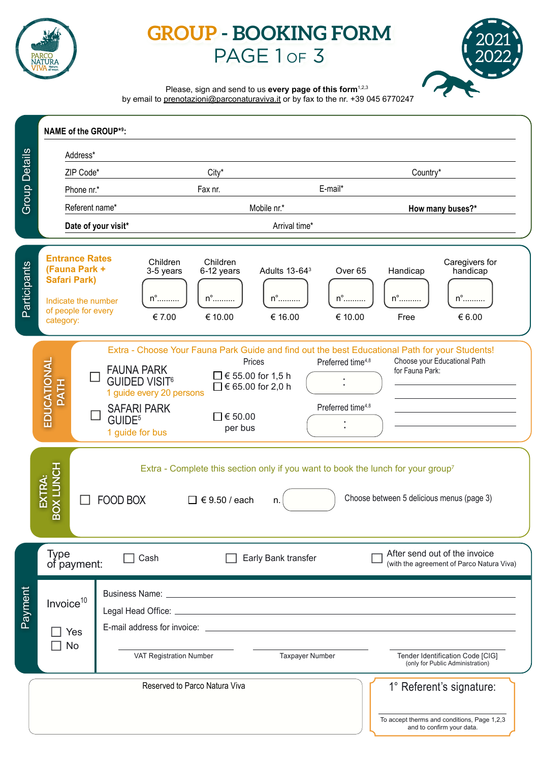# GROUP - BOOKING FORM
## PAGE 1 OF 3

2021 2022

Please, sign and send to us **every page of this form**[1,2,3]
by email to prenotazioni@parconaturaviva.it or by fax to the nr. +39 045 6770247

## Group Details

**NAME of the GROUP***[9]**:**

Address*

ZIP Code* City* Country*

Phone nr.* Fax nr. E-mail*

Referent name* Mobile nr.* **How many buses?***

**Date of your visit*** Arrival time*

## Participants

**Entrance Rates (Fauna Park + Safari Park)**

Indicate the number of people for every category:

| Children 3-5 years | Children 6-12 years | Adults 13-64[3] | Over 65 | Handicap | Caregivers for handicap |
|---|---|---|---|---|---|
| n°......... | n°......... | n°......... | n°......... | n°......... | n°......... |
| € 7.00 | € 10.00 | € 16.00 | € 10.00 | Free | € 6.00 |

## EDUCATIONAL PATH

Extra - Choose Your Fauna Park Guide and find out the best Educational Path for your Students!

| | Prices | Preferred time[4,8] | Choose your Educational Path for Fauna Park: |
|---|---|---|---|
| ☐ FAUNA PARK GUIDED VISIT[6] – 1 guide every 20 persons | ☐ € 55.00 for 1,5 h ☐ € 65.00 for 2,0 h | : | |
| ☐ SAFARI PARK GUIDE[5] – 1 guide for bus | ☐ € 50.00 per bus | : | |

## EXTRA: BOX LUNCH

Extra - Complete this section only if you want to book the lunch for your group[7]

☐ FOOD BOX ☐ € 9.50 / each n. ______ Choose between 5 delicious menus (page 3)

## Payment

Type of payment: ☐ Cash ☐ Early Bank transfer ☐ After send out of the invoice (with the agreement of Parco Natura Viva)

Invoice[10]
☐ Yes
☐ No

Business Name:

Legal Head Office:

E-mail address for invoice:

VAT Registration Number | Taxpayer Number | Tender Identification Code [CIG] (only for Public Administration)

Reserved to Parco Natura Viva

1° Referent's signature:

To accept therms and conditions, Page 1,2,3 and to confirm your data.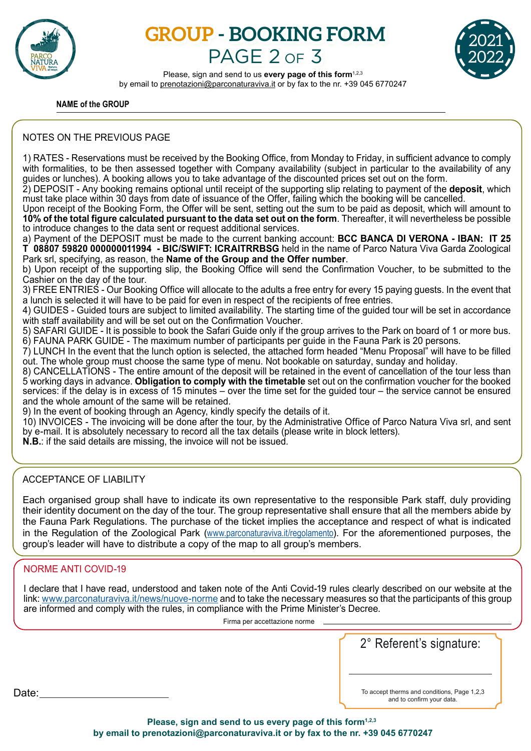# GROUP - BOOKING FORM
## PAGE 2 OF 3

Please, sign and send to us **every page of this form**[1,2,3]
by email to prenotazioni@parconaturaviva.it or by fax to the nr. +39 045 6770247

**NAME of the GROUP** \_\_\_\_\_\_\_\_\_\_\_\_\_\_\_\_\_\_\_\_\_\_\_\_\_\_\_\_\_\_\_\_\_\_\_\_\_\_\_\_

### NOTES ON THE PREVIOUS PAGE

1) RATES - Reservations must be received by the Booking Office, from Monday to Friday, in sufficient advance to comply with formalities, to be then assessed together with Company availability (subject in particular to the availability of any guides or lunches). A booking allows you to take advantage of the discounted prices set out on the form.
2) DEPOSIT - Any booking remains optional until receipt of the supporting slip relating to payment of the **deposit**, which must take place within 30 days from date of issuance of the Offer, failing which the booking will be cancelled.
Upon receipt of the Booking Form, the Offer will be sent, setting out the sum to be paid as deposit, which will amount to **10% of the total figure calculated pursuant to the data set out on the form**. Thereafter, it will nevertheless be possible to introduce changes to the data sent or request additional services.
a) Payment of the DEPOSIT must be made to the current banking account: **BCC BANCA DI VERONA - IBAN: IT 25 T 08807 59820 000000011994 - BIC/SWIFT: ICRAITRRBSG** held in the name of Parco Natura Viva Garda Zoological Park srl, specifying, as reason, the **Name of the Group and the Offer number**.
b) Upon receipt of the supporting slip, the Booking Office will send the Confirmation Voucher, to be submitted to the Cashier on the day of the tour.
3) FREE ENTRIES - Our Booking Office will allocate to the adults a free entry for every 15 paying guests. In the event that a lunch is selected it will have to be paid for even in respect of the recipients of free entries.
4) GUIDES - Guided tours are subject to limited availability. The starting time of the guided tour will be set in accordance with staff availability and will be set out on the Confirmation Voucher.
5) SAFARI GUIDE - It is possible to book the Safari Guide only if the group arrives to the Park on board of 1 or more bus.
6) FAUNA PARK GUIDE - The maximum number of participants per guide in the Fauna Park is 20 persons.
7) LUNCH In the event that the lunch option is selected, the attached form headed "Menu Proposal" will have to be filled out. The whole group must choose the same type of menu. Not bookable on saturday, sunday and holiday.
8) CANCELLATIONS - The entire amount of the deposit will be retained in the event of cancellation of the tour less than 5 working days in advance. **Obligation to comply with the timetable** set out on the confirmation voucher for the booked services: if the delay is in excess of 15 minutes – over the time set for the guided tour – the service cannot be ensured and the whole amount of the same will be retained.
9) In the event of booking through an Agency, kindly specify the details of it.
10) INVOICES - The invoicing will be done after the tour, by the Administrative Office of Parco Natura Viva srl, and sent by e-mail. It is absolutely necessary to record all the tax details (please write in block letters).
**N.B.**: if the said details are missing, the invoice will not be issued.

### ACCEPTANCE OF LIABILITY

Each organised group shall have to indicate its own representative to the responsible Park staff, duly providing their identity document on the day of the tour. The group representative shall ensure that all the members abide by the Fauna Park Regulations. The purchase of the ticket implies the acceptance and respect of what is indicated in the Regulation of the Zoological Park (www.parconaturaviva.it/regolamento). For the aforementioned purposes, the group's leader will have to distribute a copy of the map to all group's members.

### NORME ANTI COVID-19

I declare that I have read, understood and taken note of the Anti Covid-19 rules clearly described on our website at the link: www.parconaturaviva.it/news/nuove-norme and to take the necessary measures so that the participants of this group are informed and comply with the rules, in compliance with the Prime Minister's Decree.

Firma per accettazione norme \_\_\_\_\_\_\_\_\_\_\_\_\_\_\_\_\_\_\_\_\_\_\_\_\_\_\_\_\_\_\_\_\_\_\_\_\_\_\_\_

**2° Referent's signature:**

\_\_\_\_\_\_\_\_\_\_\_\_\_\_\_\_\_\_\_\_\_\_\_\_\_\_\_\_\_\_

To accept therms and conditions, Page 1,2,3 and to confirm your data.

Date: \_\_\_\_\_\_\_\_\_\_\_\_\_\_\_\_\_\_\_\_\_\_\_\_

**Please, sign and send to us every page of this form[1,2,3]**
**by email to prenotazioni@parconaturaviva.it or by fax to the nr. +39 045 6770247**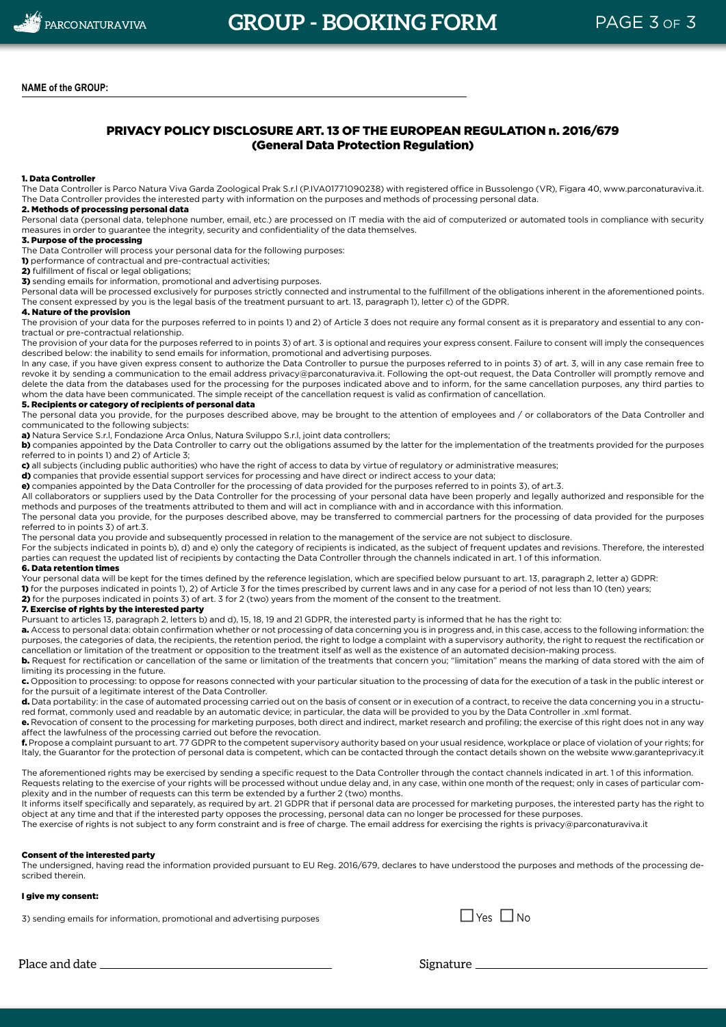**NAME of the GROUP:** \_\_\_\_\_\_\_\_\_\_\_\_\_\_\_\_\_\_\_\_\_\_\_\_\_\_\_\_\_\_\_\_\_\_\_\_\_\_\_\_

## PRIVACY POLICY DISCLOSURE ART. 13 OF THE EUROPEAN REGULATION n. 2016/679 (General Data Protection Regulation)

**1. Data Controller**

The Data Controller is Parco Natura Viva Garda Zoological Prak S.r.l (P.IVA01771090238) with registered office in Bussolengo (VR), Figara 40, www.parconaturaviva.it. The Data Controller provides the interested party with information on the purposes and methods of processing personal data.

**2. Methods of processing personal data**

Personal data (personal data, telephone number, email, etc.) are processed on IT media with the aid of computerized or automated tools in compliance with security measures in order to guarantee the integrity, security and confidentiality of the data themselves.

**3. Purpose of the processing**

The Data Controller will process your personal data for the following purposes:

**1)** performance of contractual and pre-contractual activities;

**2)** fulfillment of fiscal or legal obligations;

**3)** sending emails for information, promotional and advertising purposes.

Personal data will be processed exclusively for purposes strictly connected and instrumental to the fulfillment of the obligations inherent in the aforementioned points. The consent expressed by you is the legal basis of the treatment pursuant to art. 13, paragraph 1), letter c) of the GDPR.

**4. Nature of the provision**

The provision of your data for the purposes referred to in points 1) and 2) of Article 3 does not require any formal consent as it is preparatory and essential to any contractual or pre-contractual relationship.

The provision of your data for the purposes referred to in points 3) of art. 3 is optional and requires your express consent. Failure to consent will imply the consequences described below: the inability to send emails for information, promotional and advertising purposes.

In any case, if you have given express consent to authorize the Data Controller to pursue the purposes referred to in points 3) of art. 3, will in any case remain free to revoke it by sending a communication to the email address privacy@parconaturaviva.it. Following the opt-out request, the Data Controller will promptly remove and delete the data from the databases used for the processing for the purposes indicated above and to inform, for the same cancellation purposes, any third parties to whom the data have been communicated. The simple receipt of the cancellation request is valid as confirmation of cancellation.

**5. Recipients or category of recipients of personal data**

The personal data you provide, for the purposes described above, may be brought to the attention of employees and / or collaborators of the Data Controller and communicated to the following subjects:

**a)** Natura Service S.r.l, Fondazione Arca Onlus, Natura Sviluppo S.r.l, joint data controllers;

**b)** companies appointed by the Data Controller to carry out the obligations assumed by the latter for the implementation of the treatments provided for the purposes referred to in points 1) and 2) of Article 3;

**c)** all subjects (including public authorities) who have the right of access to data by virtue of regulatory or administrative measures;

**d)** companies that provide essential support services for processing and have direct or indirect access to your data;

**e)** companies appointed by the Data Controller for the processing of data provided for the purposes referred to in points 3), of art.3.

All collaborators or suppliers used by the Data Controller for the processing of your personal data have been properly and legally authorized and responsible for the methods and purposes of the treatments attributed to them and will act in compliance with and in accordance with this information.

The personal data you provide, for the purposes described above, may be transferred to commercial partners for the processing of data provided for the purposes referred to in points 3) of art.3.

The personal data you provide and subsequently processed in relation to the management of the service are not subject to disclosure.

For the subjects indicated in points b), d) and e) only the category of recipients is indicated, as the subject of frequent updates and revisions. Therefore, the interested parties can request the updated list of recipients by contacting the Data Controller through the channels indicated in art. 1 of this information.

**6. Data retention times**

Your personal data will be kept for the times defined by the reference legislation, which are specified below pursuant to art. 13, paragraph 2, letter a) GDPR:

**1)** for the purposes indicated in points 1), 2) of Article 3 for the times prescribed by current laws and in any case for a period of not less than 10 (ten) years;

**2)** for the purposes indicated in points 3) of art. 3 for 2 (two) years from the moment of the consent to the treatment.

**7. Exercise of rights by the interested party**

Pursuant to articles 13, paragraph 2, letters b) and d), 15, 18, 19 and 21 GDPR, the interested party is informed that he has the right to:

**a.** Access to personal data: obtain confirmation whether or not processing of data concerning you is in progress and, in this case, access to the following information: the purposes, the categories of data, the recipients, the retention period, the right to lodge a complaint with a supervisory authority, the right to request the rectification or cancellation or limitation of the treatment or opposition to the treatment itself as well as the existence of an automated decision-making process.

**b.** Request for rectification or cancellation of the same or limitation of the treatments that concern you; "limitation" means the marking of data stored with the aim of limiting its processing in the future.

**c.** Opposition to processing: to oppose for reasons connected with your particular situation to the processing of data for the execution of a task in the public interest or for the pursuit of a legitimate interest of the Data Controller.

**d.** Data portability: in the case of automated processing carried out on the basis of consent or in execution of a contract, to receive the data concerning you in a structured format, commonly used and readable by an automatic device; in particular, the data will be provided to you by the Data Controller in .xml format.

**e.** Revocation of consent to the processing for marketing purposes, both direct and indirect, market research and profiling; the exercise of this right does not in any way affect the lawfulness of the processing carried out before the revocation.

**f.** Propose a complaint pursuant to art. 77 GDPR to the competent supervisory authority based on your usual residence, workplace or place of violation of your rights; for Italy, the Guarantor for the protection of personal data is competent, which can be contacted through the contact details shown on the website www.garanteprivacy.it

The aforementioned rights may be exercised by sending a specific request to the Data Controller through the contact channels indicated in art. 1 of this information.

Requests relating to the exercise of your rights will be processed without undue delay and, in any case, within one month of the request; only in cases of particular complexity and in the number of requests can this term be extended by a further 2 (two) months.

It informs itself specifically and separately, as required by art. 21 GDPR that if personal data are processed for marketing purposes, the interested party has the right to object at any time and that if the interested party opposes the processing, personal data can no longer be processed for these purposes.

The exercise of rights is not subject to any form constraint and is free of charge. The email address for exercising the rights is privacy@parconaturaviva.it

**Consent of the interested party**

The undersigned, having read the information provided pursuant to EU Reg. 2016/679, declares to have understood the purposes and methods of the processing described therein.

**I give my consent:**

3) sending emails for information, promotional and advertising purposes ☐ Yes ☐ No

Place and date \_\_\_\_\_\_\_\_\_\_\_\_\_\_\_\_\_\_\_\_ Signature \_\_\_\_\_\_\_\_\_\_\_\_\_\_\_\_\_\_\_\_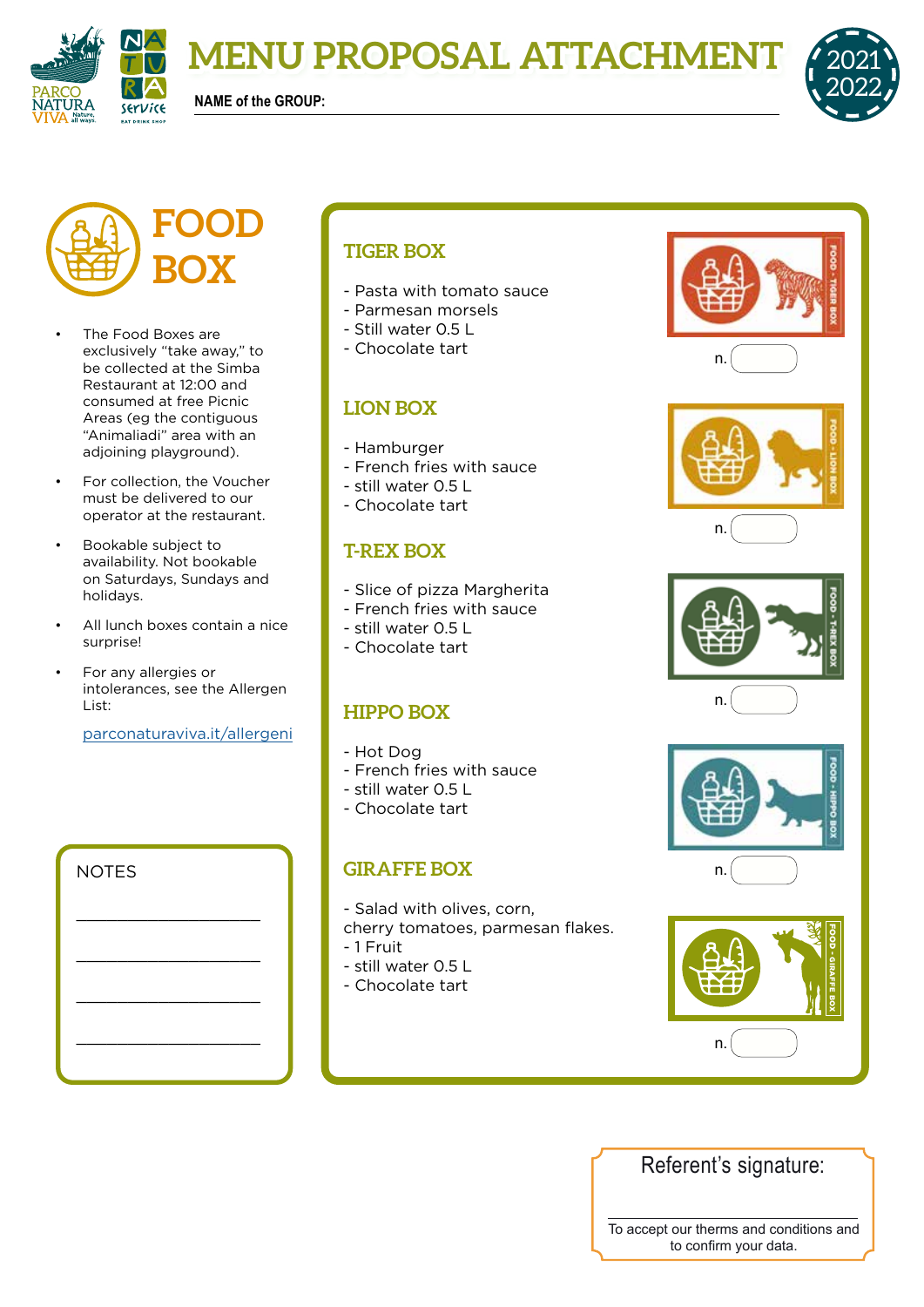# MENU PROPOSAL ATTACHMENT

**NAME of the GROUP:**

2021 2022

## FOOD BOX

- The Food Boxes are exclusively "take away," to be collected at the Simba Restaurant at 12:00 and consumed at free Picnic Areas (eg the contiguous "Animaliadi" area with an adjoining playground).
- For collection, the Voucher must be delivered to our operator at the restaurant.
- Bookable subject to availability. Not bookable on Saturdays, Sundays and holidays.
- All lunch boxes contain a nice surprise!
- For any allergies or intolerances, see the Allergen List:

  parconaturaviva.it/allergeni

NOTES

______________________

______________________

______________________

______________________

### TIGER BOX

- Pasta with tomato sauce
- Parmesan morsels
- Still water 0.5 L
- Chocolate tart

FOOD - TIGER BOX

n.

### LION BOX

- Hamburger
- French fries with sauce
- still water 0.5 L
- Chocolate tart

FOOD - LION BOX

n.

### T-REX BOX

- Slice of pizza Margherita
- French fries with sauce
- still water 0.5 L
- Chocolate tart

FOOD - T-REX BOX

n.

### HIPPO BOX

- Hot Dog
- French fries with sauce
- still water 0.5 L
- Chocolate tart

FOOD - HIPPO BOX

n.

### GIRAFFE BOX

- Salad with olives, corn, cherry tomatoes, parmesan flakes.
- 1 Fruit
- still water 0.5 L
- Chocolate tart

FOOD - GIRAFFE BOX

n.

Referent's signature:

To accept our therms and conditions and to confirm your data.